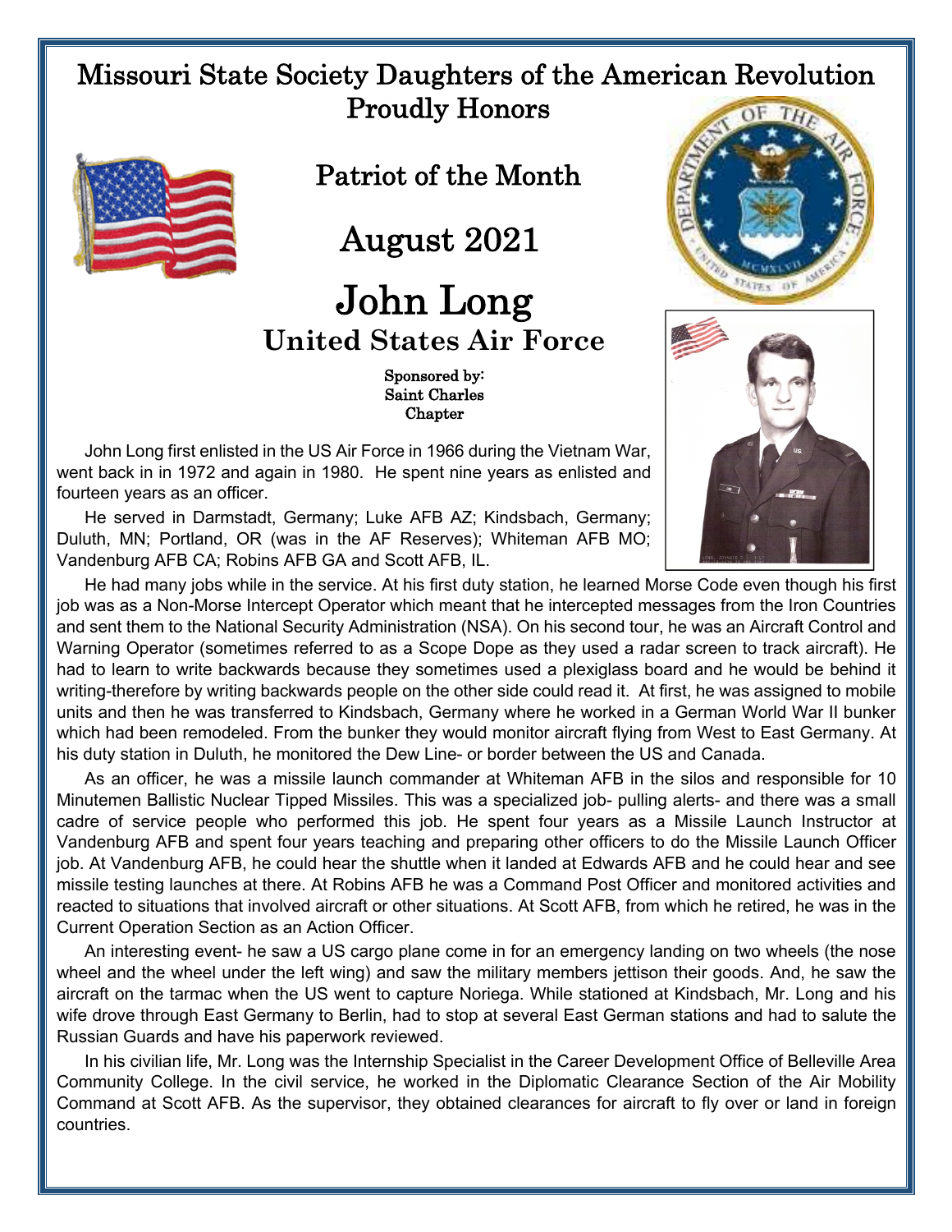# Missouri State Society Daughters of the American Revolution
## Proudly Honors

## Patriot of the Month

## August 2021

# John Long
## United States Air Force

**Sponsored by:**
**Saint Charles Chapter**

John Long first enlisted in the US Air Force in 1966 during the Vietnam War, went back in in 1972 and again in 1980. He spent nine years as enlisted and fourteen years as an officer.

He served in Darmstadt, Germany; Luke AFB AZ; Kindsbach, Germany; Duluth, MN; Portland, OR (was in the AF Reserves); Whiteman AFB MO; Vandenburg AFB CA; Robins AFB GA and Scott AFB, IL.

He had many jobs while in the service. At his first duty station, he learned Morse Code even though his first job was as a Non-Morse Intercept Operator which meant that he intercepted messages from the Iron Countries and sent them to the National Security Administration (NSA). On his second tour, he was an Aircraft Control and Warning Operator (sometimes referred to as a Scope Dope as they used a radar screen to track aircraft). He had to learn to write backwards because they sometimes used a plexiglass board and he would be behind it writing-therefore by writing backwards people on the other side could read it. At first, he was assigned to mobile units and then he was transferred to Kindsbach, Germany where he worked in a German World War II bunker which had been remodeled. From the bunker they would monitor aircraft flying from West to East Germany. At his duty station in Duluth, he monitored the Dew Line- or border between the US and Canada.

As an officer, he was a missile launch commander at Whiteman AFB in the silos and responsible for 10 Minutemen Ballistic Nuclear Tipped Missiles. This was a specialized job- pulling alerts- and there was a small cadre of service people who performed this job. He spent four years as a Missile Launch Instructor at Vandenburg AFB and spent four years teaching and preparing other officers to do the Missile Launch Officer job. At Vandenburg AFB, he could hear the shuttle when it landed at Edwards AFB and he could hear and see missile testing launches at there. At Robins AFB he was a Command Post Officer and monitored activities and reacted to situations that involved aircraft or other situations. At Scott AFB, from which he retired, he was in the Current Operation Section as an Action Officer.

An interesting event- he saw a US cargo plane come in for an emergency landing on two wheels (the nose wheel and the wheel under the left wing) and saw the military members jettison their goods. And, he saw the aircraft on the tarmac when the US went to capture Noriega. While stationed at Kindsbach, Mr. Long and his wife drove through East Germany to Berlin, had to stop at several East German stations and had to salute the Russian Guards and have his paperwork reviewed.

In his civilian life, Mr. Long was the Internship Specialist in the Career Development Office of Belleville Area Community College. In the civil service, he worked in the Diplomatic Clearance Section of the Air Mobility Command at Scott AFB. As the supervisor, they obtained clearances for aircraft to fly over or land in foreign countries.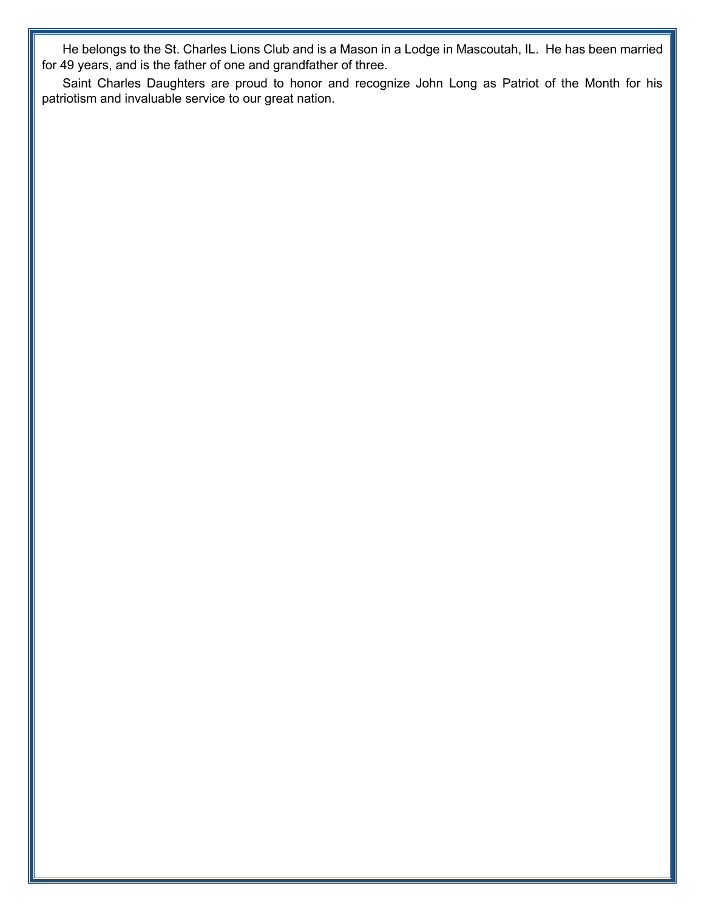He belongs to the St. Charles Lions Club and is a Mason in a Lodge in Mascoutah, IL. He has been married for 49 years, and is the father of one and grandfather of three.

Saint Charles Daughters are proud to honor and recognize John Long as Patriot of the Month for his patriotism and invaluable service to our great nation.